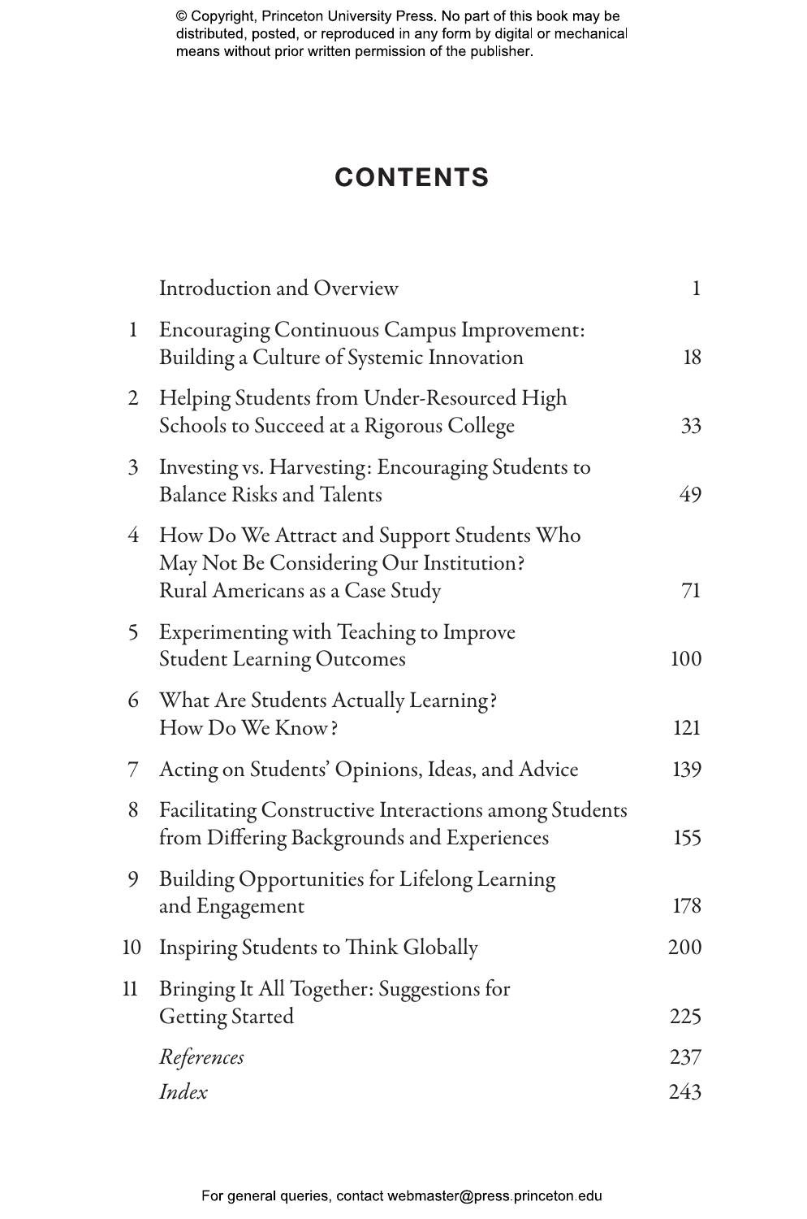© Copyright, Princeton University Press. No part of this book may be distributed, posted, or reproduced in any form by digital or mechanical means without prior written permission of the publisher.

# CONTENTS

| | | |
|---|---|---|
| | Introduction and Overview | 1 |
| 1 | Encouraging Continuous Campus Improvement: Building a Culture of Systemic Innovation | 18 |
| 2 | Helping Students from Under-Resourced High Schools to Succeed at a Rigorous College | 33 |
| 3 | Investing vs. Harvesting: Encouraging Students to Balance Risks and Talents | 49 |
| 4 | How Do We Attract and Support Students Who May Not Be Considering Our Institution? Rural Americans as a Case Study | 71 |
| 5 | Experimenting with Teaching to Improve Student Learning Outcomes | 100 |
| 6 | What Are Students Actually Learning? How Do We Know? | 121 |
| 7 | Acting on Students' Opinions, Ideas, and Advice | 139 |
| 8 | Facilitating Constructive Interactions among Students from Differing Backgrounds and Experiences | 155 |
| 9 | Building Opportunities for Lifelong Learning and Engagement | 178 |
| 10 | Inspiring Students to Think Globally | 200 |
| 11 | Bringing It All Together: Suggestions for Getting Started | 225 |
| | *References* | 237 |
| | *Index* | 243 |

For general queries, contact webmaster@press.princeton.edu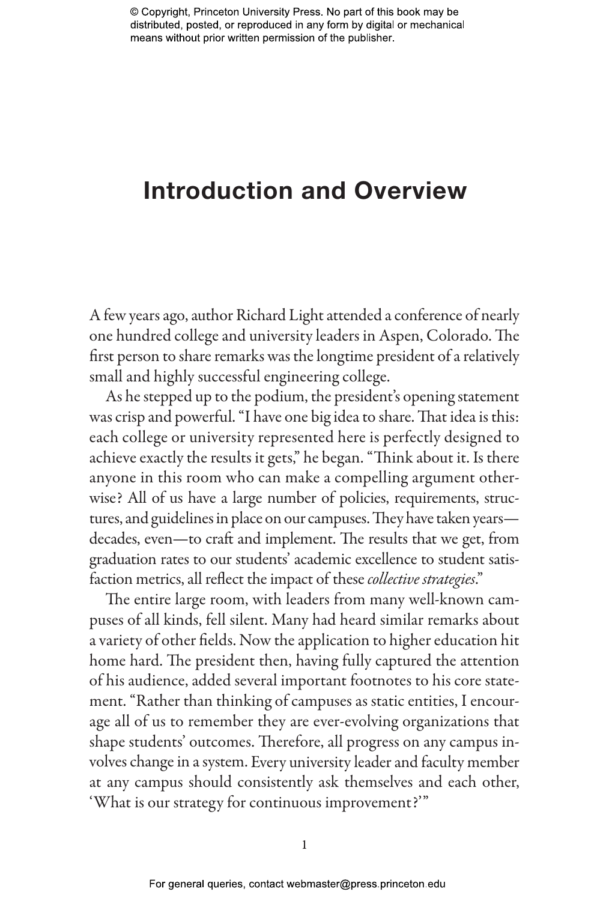# Introduction and Overview

A few years ago, author Richard Light attended a conference of nearly one hundred college and university leaders in Aspen, Colorado. The first person to share remarks was the longtime president of a relatively small and highly successful engineering college.

As he stepped up to the podium, the president's opening statement was crisp and powerful. "I have one big idea to share. That idea is this: each college or university represented here is perfectly designed to achieve exactly the results it gets," he began. "Think about it. Is there anyone in this room who can make a compelling argument otherwise? All of us have a large number of policies, requirements, structures, and guidelines in place on our campuses. They have taken years—decades, even—to craft and implement. The results that we get, from graduation rates to our students' academic excellence to student satisfaction metrics, all reflect the impact of these *collective strategies*."

The entire large room, with leaders from many well-known campuses of all kinds, fell silent. Many had heard similar remarks about a variety of other fields. Now the application to higher education hit home hard. The president then, having fully captured the attention of his audience, added several important footnotes to his core statement. "Rather than thinking of campuses as static entities, I encourage all of us to remember they are ever-evolving organizations that shape students' outcomes. Therefore, all progress on any campus involves change in a system. Every university leader and faculty member at any campus should consistently ask themselves and each other, 'What is our strategy for continuous improvement?'"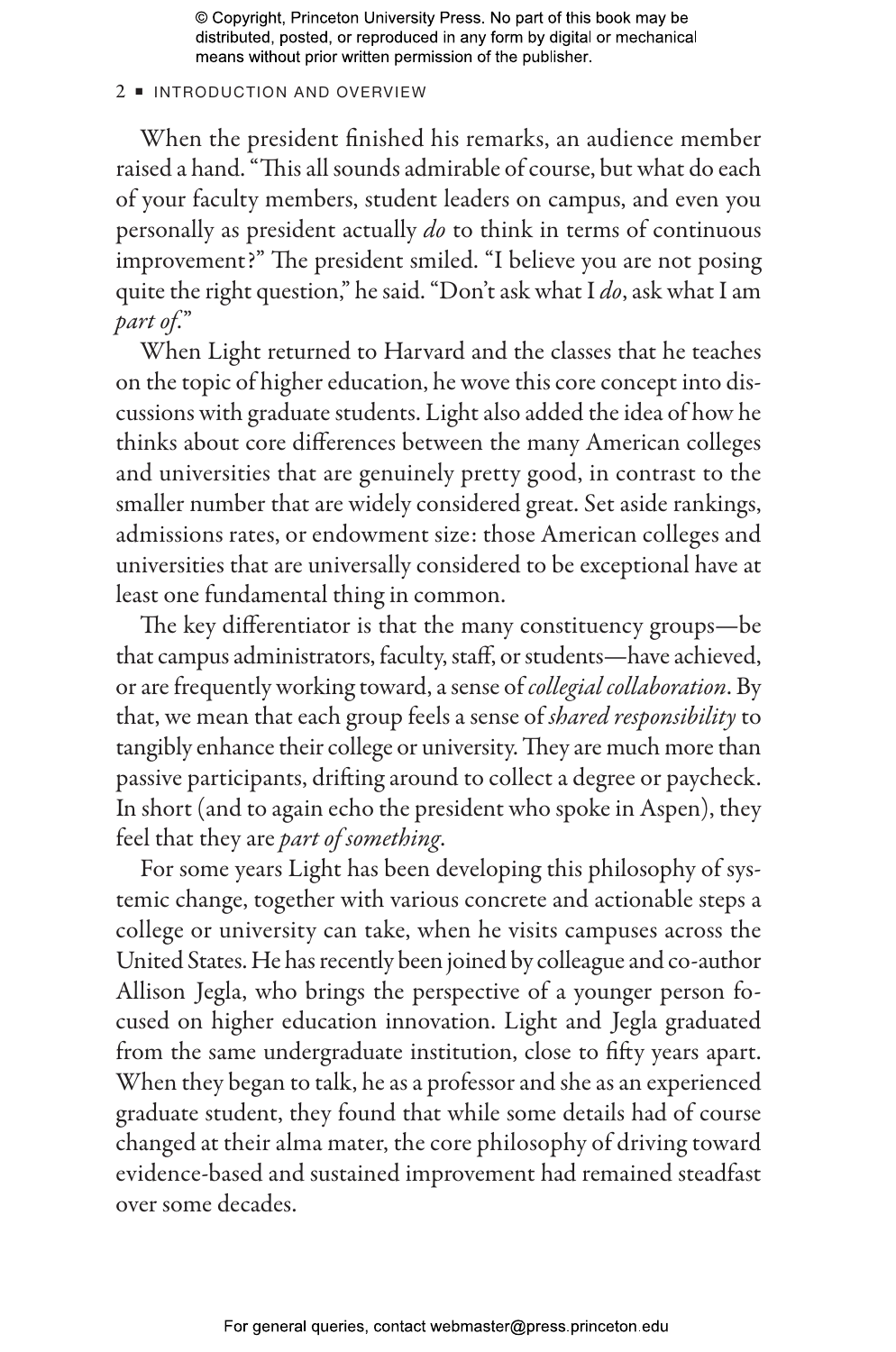When the president finished his remarks, an audience member raised a hand. "This all sounds admirable of course, but what do each of your faculty members, student leaders on campus, and even you personally as president actually *do* to think in terms of continuous improvement?" The president smiled. "I believe you are not posing quite the right question," he said. "Don't ask what I *do*, ask what I am *part of*."

When Light returned to Harvard and the classes that he teaches on the topic of higher education, he wove this core concept into discussions with graduate students. Light also added the idea of how he thinks about core differences between the many American colleges and universities that are genuinely pretty good, in contrast to the smaller number that are widely considered great. Set aside rankings, admissions rates, or endowment size: those American colleges and universities that are universally considered to be exceptional have at least one fundamental thing in common.

The key differentiator is that the many constituency groups—be that campus administrators, faculty, staff, or students—have achieved, or are frequently working toward, a sense of *collegial collaboration*. By that, we mean that each group feels a sense of *shared responsibility* to tangibly enhance their college or university. They are much more than passive participants, drifting around to collect a degree or paycheck. In short (and to again echo the president who spoke in Aspen), they feel that they are *part of something*.

For some years Light has been developing this philosophy of systemic change, together with various concrete and actionable steps a college or university can take, when he visits campuses across the United States. He has recently been joined by colleague and co-author Allison Jegla, who brings the perspective of a younger person focused on higher education innovation. Light and Jegla graduated from the same undergraduate institution, close to fifty years apart. When they began to talk, he as a professor and she as an experienced graduate student, they found that while some details had of course changed at their alma mater, the core philosophy of driving toward evidence-based and sustained improvement had remained steadfast over some decades.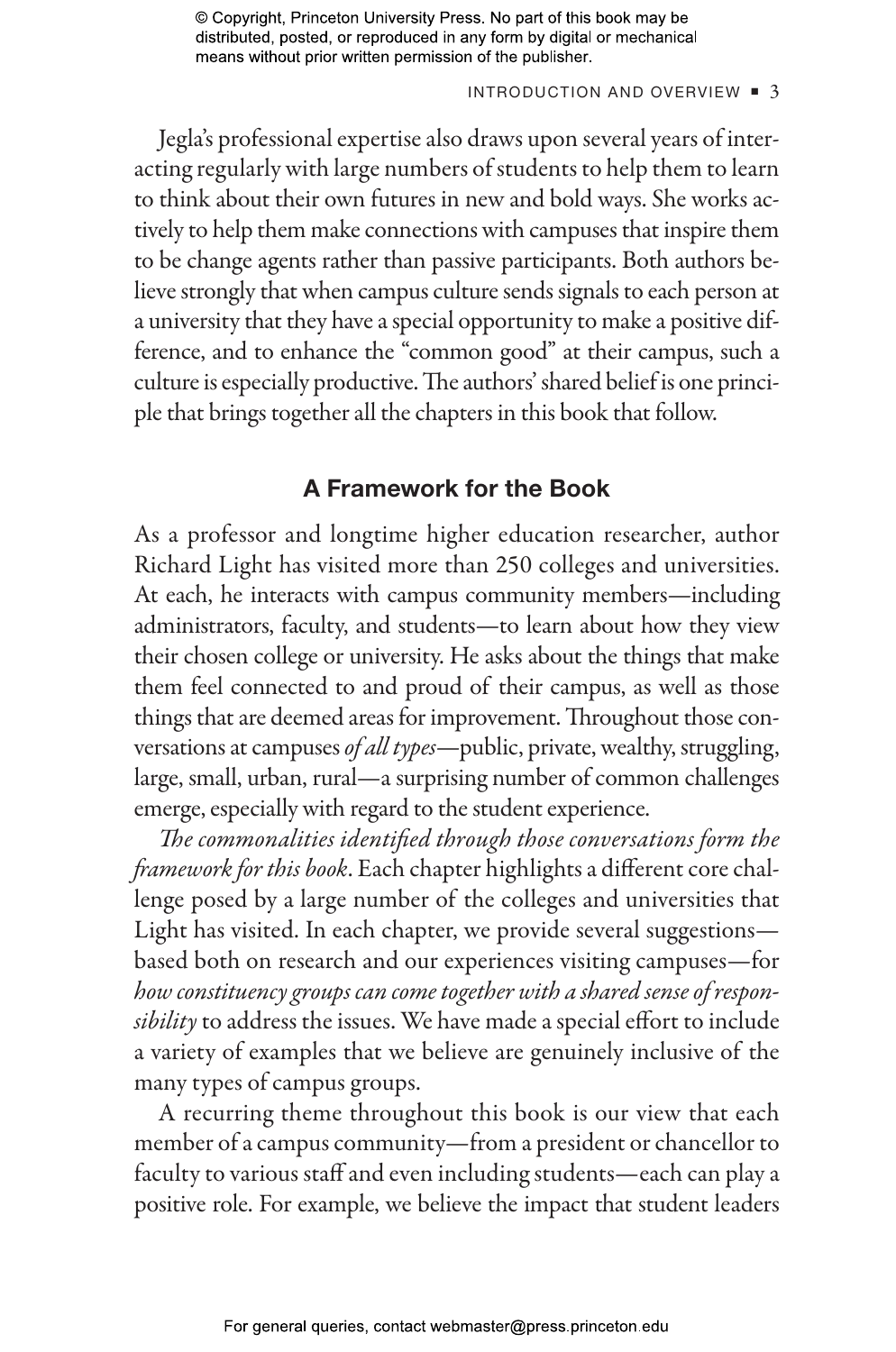Jegla's professional expertise also draws upon several years of interacting regularly with large numbers of students to help them to learn to think about their own futures in new and bold ways. She works actively to help them make connections with campuses that inspire them to be change agents rather than passive participants. Both authors believe strongly that when campus culture sends signals to each person at a university that they have a special opportunity to make a positive difference, and to enhance the "common good" at their campus, such a culture is especially productive. The authors' shared belief is one principle that brings together all the chapters in this book that follow.

## A Framework for the Book

As a professor and longtime higher education researcher, author Richard Light has visited more than 250 colleges and universities. At each, he interacts with campus community members—including administrators, faculty, and students—to learn about how they view their chosen college or university. He asks about the things that make them feel connected to and proud of their campus, as well as those things that are deemed areas for improvement. Throughout those conversations at campuses *of all types*—public, private, wealthy, struggling, large, small, urban, rural—a surprising number of common challenges emerge, especially with regard to the student experience.

*The commonalities identified through those conversations form the framework for this book*. Each chapter highlights a different core challenge posed by a large number of the colleges and universities that Light has visited. In each chapter, we provide several suggestions—based both on research and our experiences visiting campuses—for *how constituency groups can come together with a shared sense of responsibility* to address the issues. We have made a special effort to include a variety of examples that we believe are genuinely inclusive of the many types of campus groups.

A recurring theme throughout this book is our view that each member of a campus community—from a president or chancellor to faculty to various staff and even including students—each can play a positive role. For example, we believe the impact that student leaders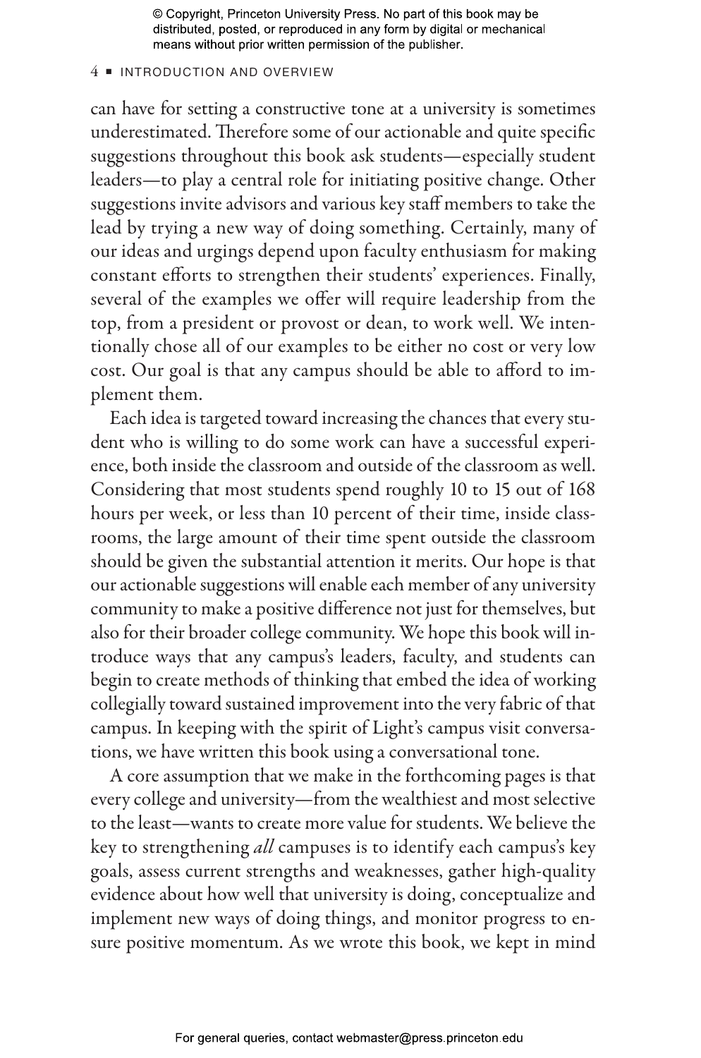can have for setting a constructive tone at a university is sometimes underestimated. Therefore some of our actionable and quite specific suggestions throughout this book ask students—especially student leaders—to play a central role for initiating positive change. Other suggestions invite advisors and various key staff members to take the lead by trying a new way of doing something. Certainly, many of our ideas and urgings depend upon faculty enthusiasm for making constant efforts to strengthen their students' experiences. Finally, several of the examples we offer will require leadership from the top, from a president or provost or dean, to work well. We intentionally chose all of our examples to be either no cost or very low cost. Our goal is that any campus should be able to afford to implement them.

Each idea is targeted toward increasing the chances that every student who is willing to do some work can have a successful experience, both inside the classroom and outside of the classroom as well. Considering that most students spend roughly 10 to 15 out of 168 hours per week, or less than 10 percent of their time, inside classrooms, the large amount of their time spent outside the classroom should be given the substantial attention it merits. Our hope is that our actionable suggestions will enable each member of any university community to make a positive difference not just for themselves, but also for their broader college community. We hope this book will introduce ways that any campus's leaders, faculty, and students can begin to create methods of thinking that embed the idea of working collegially toward sustained improvement into the very fabric of that campus. In keeping with the spirit of Light's campus visit conversations, we have written this book using a conversational tone.

A core assumption that we make in the forthcoming pages is that every college and university—from the wealthiest and most selective to the least—wants to create more value for students. We believe the key to strengthening *all* campuses is to identify each campus's key goals, assess current strengths and weaknesses, gather high-quality evidence about how well that university is doing, conceptualize and implement new ways of doing things, and monitor progress to ensure positive momentum. As we wrote this book, we kept in mind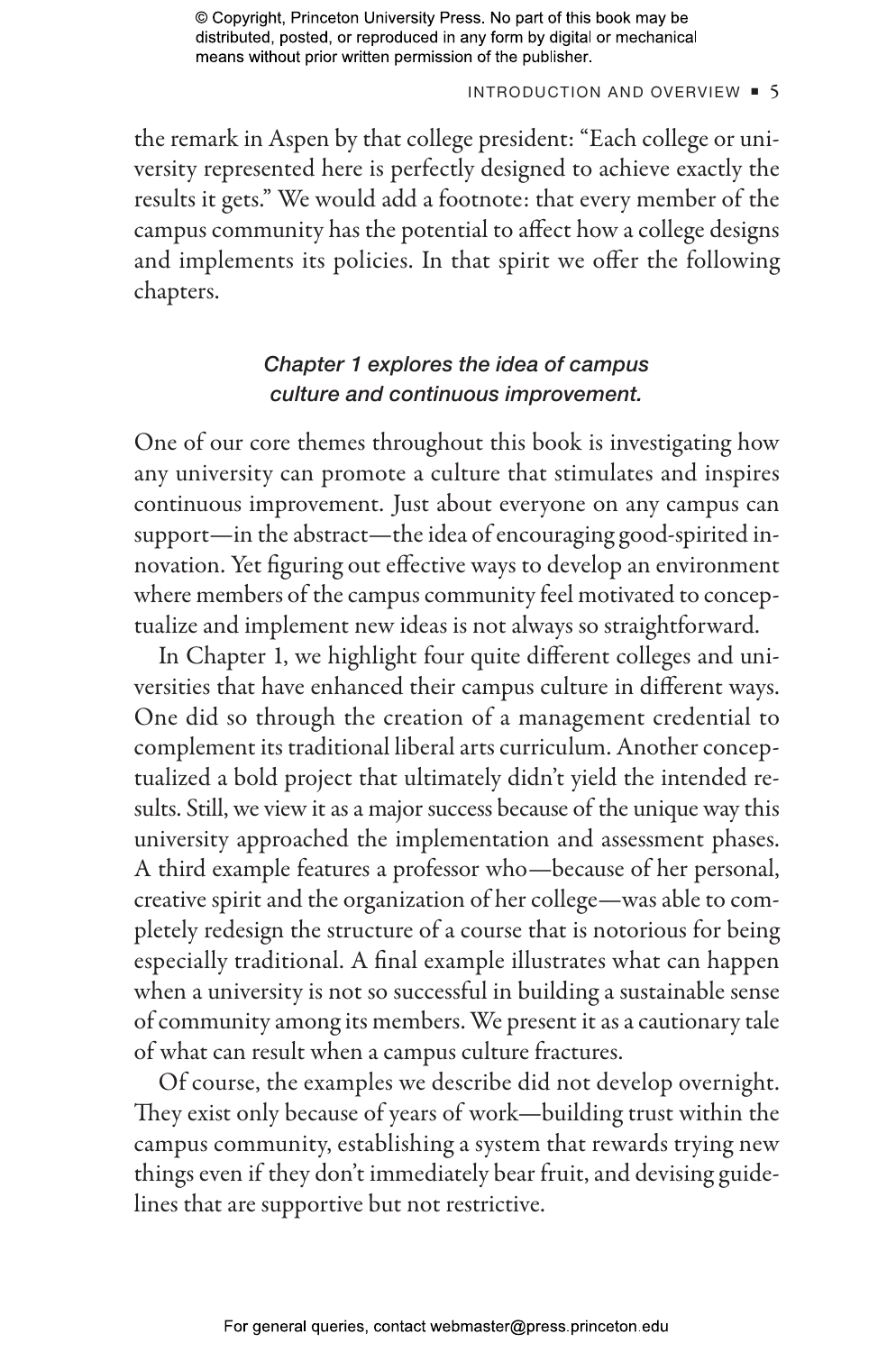the remark in Aspen by that college president: "Each college or university represented here is perfectly designed to achieve exactly the results it gets." We would add a footnote: that every member of the campus community has the potential to affect how a college designs and implements its policies. In that spirit we offer the following chapters.

### *Chapter 1 explores the idea of campus culture and continuous improvement.*

One of our core themes throughout this book is investigating how any university can promote a culture that stimulates and inspires continuous improvement. Just about everyone on any campus can support—in the abstract—the idea of encouraging good-spirited innovation. Yet figuring out effective ways to develop an environment where members of the campus community feel motivated to conceptualize and implement new ideas is not always so straightforward.

In Chapter 1, we highlight four quite different colleges and universities that have enhanced their campus culture in different ways. One did so through the creation of a management credential to complement its traditional liberal arts curriculum. Another conceptualized a bold project that ultimately didn't yield the intended results. Still, we view it as a major success because of the unique way this university approached the implementation and assessment phases. A third example features a professor who—because of her personal, creative spirit and the organization of her college—was able to completely redesign the structure of a course that is notorious for being especially traditional. A final example illustrates what can happen when a university is not so successful in building a sustainable sense of community among its members. We present it as a cautionary tale of what can result when a campus culture fractures.

Of course, the examples we describe did not develop overnight. They exist only because of years of work—building trust within the campus community, establishing a system that rewards trying new things even if they don't immediately bear fruit, and devising guidelines that are supportive but not restrictive.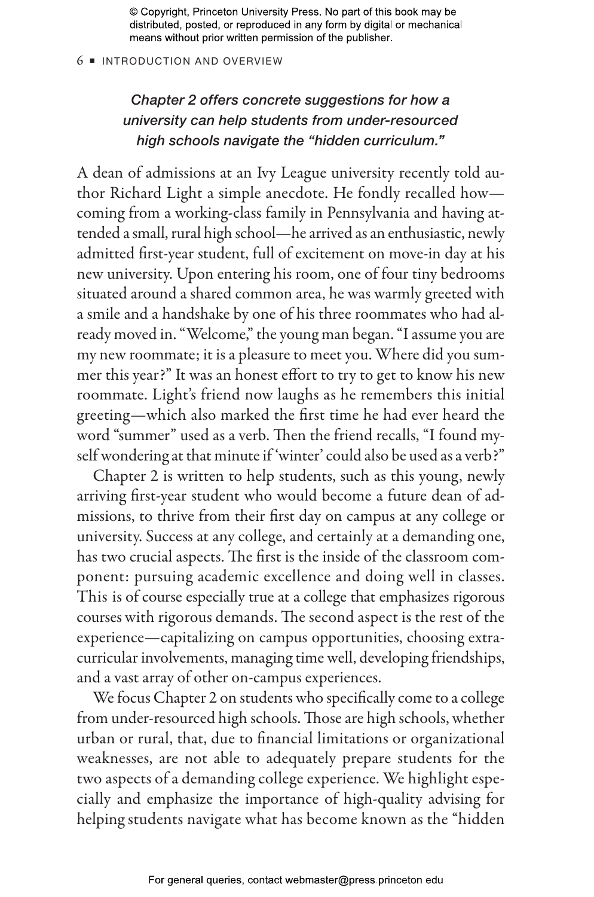*Chapter 2 offers concrete suggestions for how a university can help students from under-resourced high schools navigate the "hidden curriculum."*

A dean of admissions at an Ivy League university recently told author Richard Light a simple anecdote. He fondly recalled how—coming from a working-class family in Pennsylvania and having attended a small, rural high school—he arrived as an enthusiastic, newly admitted first-year student, full of excitement on move-in day at his new university. Upon entering his room, one of four tiny bedrooms situated around a shared common area, he was warmly greeted with a smile and a handshake by one of his three roommates who had already moved in. "Welcome," the young man began. "I assume you are my new roommate; it is a pleasure to meet you. Where did you summer this year?" It was an honest effort to try to get to know his new roommate. Light's friend now laughs as he remembers this initial greeting—which also marked the first time he had ever heard the word "summer" used as a verb. Then the friend recalls, "I found myself wondering at that minute if 'winter' could also be used as a verb?"

Chapter 2 is written to help students, such as this young, newly arriving first-year student who would become a future dean of admissions, to thrive from their first day on campus at any college or university. Success at any college, and certainly at a demanding one, has two crucial aspects. The first is the inside of the classroom component: pursuing academic excellence and doing well in classes. This is of course especially true at a college that emphasizes rigorous courses with rigorous demands. The second aspect is the rest of the experience—capitalizing on campus opportunities, choosing extracurricular involvements, managing time well, developing friendships, and a vast array of other on-campus experiences.

We focus Chapter 2 on students who specifically come to a college from under-resourced high schools. Those are high schools, whether urban or rural, that, due to financial limitations or organizational weaknesses, are not able to adequately prepare students for the two aspects of a demanding college experience. We highlight especially and emphasize the importance of high-quality advising for helping students navigate what has become known as the "hidden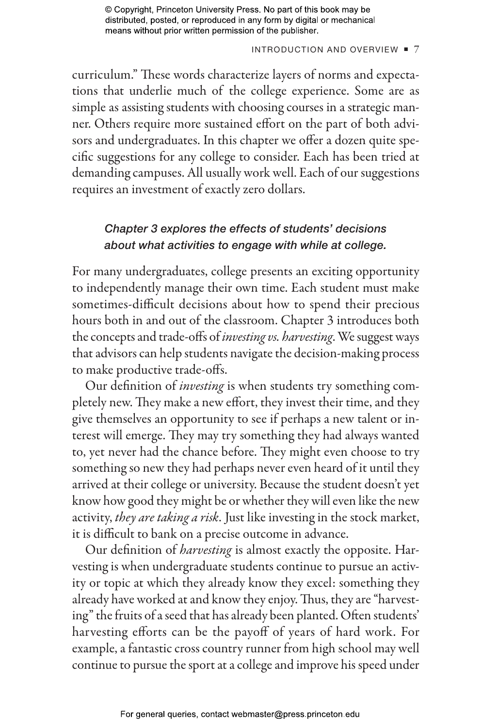curriculum." These words characterize layers of norms and expectations that underlie much of the college experience. Some are as simple as assisting students with choosing courses in a strategic manner. Others require more sustained effort on the part of both advisors and undergraduates. In this chapter we offer a dozen quite specific suggestions for any college to consider. Each has been tried at demanding campuses. All usually work well. Each of our suggestions requires an investment of exactly zero dollars.

***Chapter 3 explores the effects of students' decisions about what activities to engage with while at college.***

For many undergraduates, college presents an exciting opportunity to independently manage their own time. Each student must make sometimes-difficult decisions about how to spend their precious hours both in and out of the classroom. Chapter 3 introduces both the concepts and trade-offs of *investing vs. harvesting*. We suggest ways that advisors can help students navigate the decision-making process to make productive trade-offs.

Our definition of *investing* is when students try something completely new. They make a new effort, they invest their time, and they give themselves an opportunity to see if perhaps a new talent or interest will emerge. They may try something they had always wanted to, yet never had the chance before. They might even choose to try something so new they had perhaps never even heard of it until they arrived at their college or university. Because the student doesn't yet know how good they might be or whether they will even like the new activity, *they are taking a risk*. Just like investing in the stock market, it is difficult to bank on a precise outcome in advance.

Our definition of *harvesting* is almost exactly the opposite. Harvesting is when undergraduate students continue to pursue an activity or topic at which they already know they excel: something they already have worked at and know they enjoy. Thus, they are "harvesting" the fruits of a seed that has already been planted. Often students' harvesting efforts can be the payoff of years of hard work. For example, a fantastic cross country runner from high school may well continue to pursue the sport at a college and improve his speed under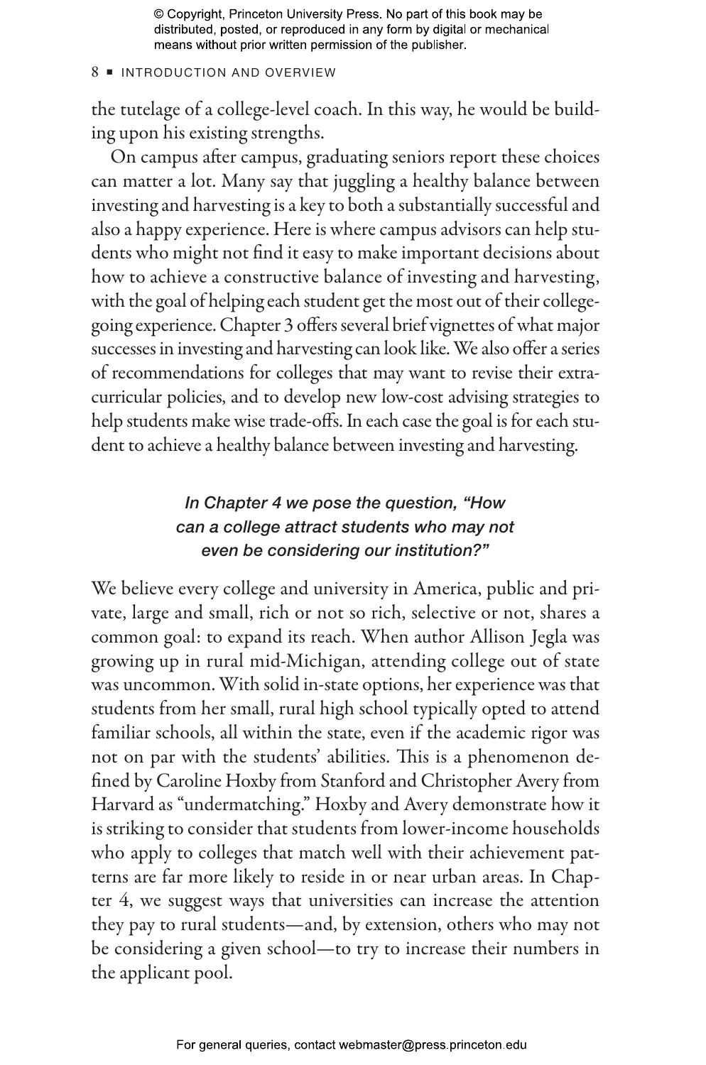the tutelage of a college-level coach. In this way, he would be building upon his existing strengths.

On campus after campus, graduating seniors report these choices can matter a lot. Many say that juggling a healthy balance between investing and harvesting is a key to both a substantially successful and also a happy experience. Here is where campus advisors can help students who might not find it easy to make important decisions about how to achieve a constructive balance of investing and harvesting, with the goal of helping each student get the most out of their college-going experience. Chapter 3 offers several brief vignettes of what major successes in investing and harvesting can look like. We also offer a series of recommendations for colleges that may want to revise their extracurricular policies, and to develop new low-cost advising strategies to help students make wise trade-offs. In each case the goal is for each student to achieve a healthy balance between investing and harvesting.

### *In Chapter 4 we pose the question, "How can a college attract students who may not even be considering our institution?"*

We believe every college and university in America, public and private, large and small, rich or not so rich, selective or not, shares a common goal: to expand its reach. When author Allison Jegla was growing up in rural mid-Michigan, attending college out of state was uncommon. With solid in-state options, her experience was that students from her small, rural high school typically opted to attend familiar schools, all within the state, even if the academic rigor was not on par with the students' abilities. This is a phenomenon defined by Caroline Hoxby from Stanford and Christopher Avery from Harvard as "undermatching." Hoxby and Avery demonstrate how it is striking to consider that students from lower-income households who apply to colleges that match well with their achievement patterns are far more likely to reside in or near urban areas. In Chapter 4, we suggest ways that universities can increase the attention they pay to rural students—and, by extension, others who may not be considering a given school—to try to increase their numbers in the applicant pool.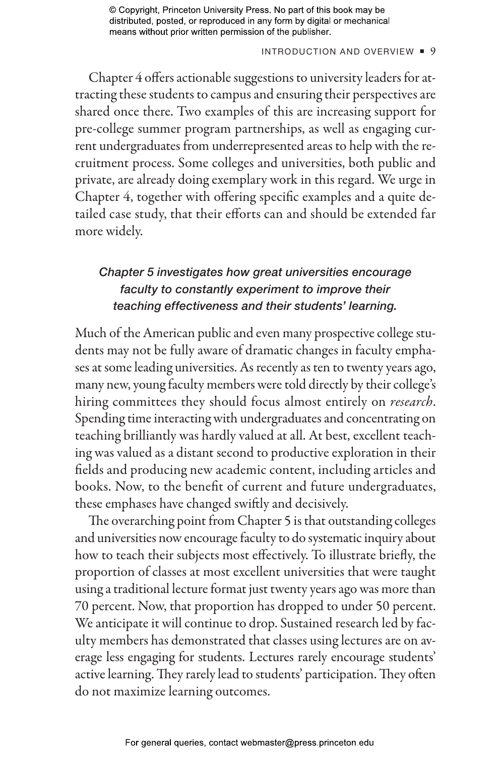Chapter 4 offers actionable suggestions to university leaders for attracting these students to campus and ensuring their perspectives are shared once there. Two examples of this are increasing support for pre-college summer program partnerships, as well as engaging current undergraduates from underrepresented areas to help with the recruitment process. Some colleges and universities, both public and private, are already doing exemplary work in this regard. We urge in Chapter 4, together with offering specific examples and a quite detailed case study, that their efforts can and should be extended far more widely.

### *Chapter 5 investigates how great universities encourage faculty to constantly experiment to improve their teaching effectiveness and their students' learning.*

Much of the American public and even many prospective college students may not be fully aware of dramatic changes in faculty emphases at some leading universities. As recently as ten to twenty years ago, many new, young faculty members were told directly by their college's hiring committees they should focus almost entirely on *research*. Spending time interacting with undergraduates and concentrating on teaching brilliantly was hardly valued at all. At best, excellent teaching was valued as a distant second to productive exploration in their fields and producing new academic content, including articles and books. Now, to the benefit of current and future undergraduates, these emphases have changed swiftly and decisively.

The overarching point from Chapter 5 is that outstanding colleges and universities now encourage faculty to do systematic inquiry about how to teach their subjects most effectively. To illustrate briefly, the proportion of classes at most excellent universities that were taught using a traditional lecture format just twenty years ago was more than 70 percent. Now, that proportion has dropped to under 50 percent. We anticipate it will continue to drop. Sustained research led by faculty members has demonstrated that classes using lectures are on average less engaging for students. Lectures rarely encourage students' active learning. They rarely lead to students' participation. They often do not maximize learning outcomes.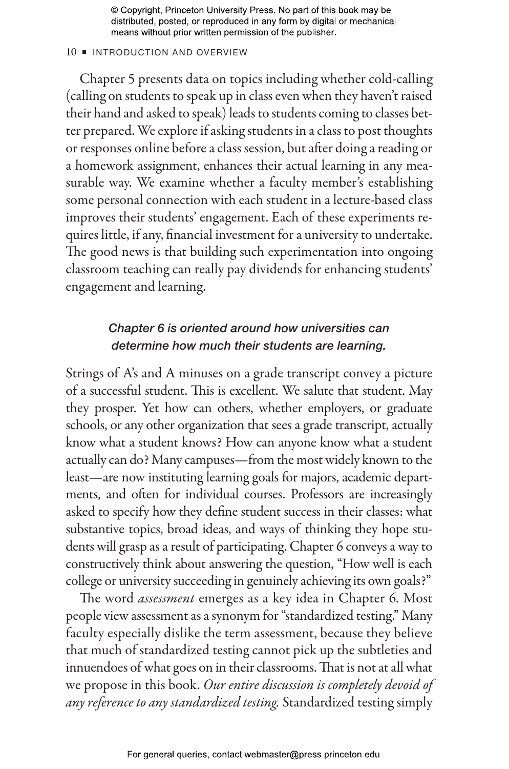Chapter 5 presents data on topics including whether cold-calling (calling on students to speak up in class even when they haven't raised their hand and asked to speak) leads to students coming to classes better prepared. We explore if asking students in a class to post thoughts or responses online before a class session, but after doing a reading or a homework assignment, enhances their actual learning in any measurable way. We examine whether a faculty member's establishing some personal connection with each student in a lecture-based class improves their students' engagement. Each of these experiments requires little, if any, financial investment for a university to undertake. The good news is that building such experimentation into ongoing classroom teaching can really pay dividends for enhancing students' engagement and learning.

### *Chapter 6 is oriented around how universities can determine how much their students are learning.*

Strings of A's and A minuses on a grade transcript convey a picture of a successful student. This is excellent. We salute that student. May they prosper. Yet how can others, whether employers, or graduate schools, or any other organization that sees a grade transcript, actually know what a student knows? How can anyone know what a student actually can do? Many campuses—from the most widely known to the least—are now instituting learning goals for majors, academic departments, and often for individual courses. Professors are increasingly asked to specify how they define student success in their classes: what substantive topics, broad ideas, and ways of thinking they hope students will grasp as a result of participating. Chapter 6 conveys a way to constructively think about answering the question, "How well is each college or university succeeding in genuinely achieving its own goals?"

The word *assessment* emerges as a key idea in Chapter 6. Most people view assessment as a synonym for "standardized testing." Many faculty especially dislike the term assessment, because they believe that much of standardized testing cannot pick up the subtleties and innuendoes of what goes on in their classrooms. That is not at all what we propose in this book. *Our entire discussion is completely devoid of any reference to any standardized testing.* Standardized testing simply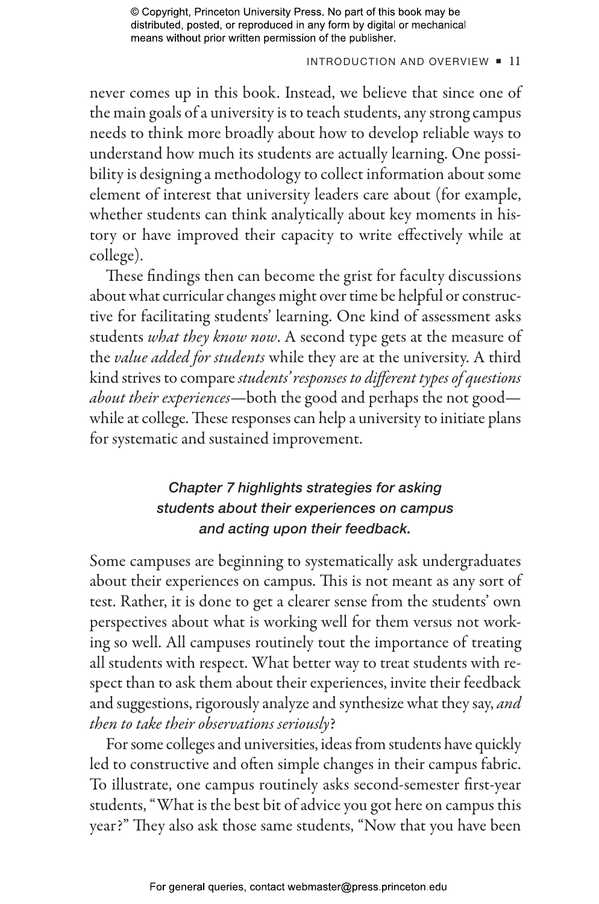never comes up in this book. Instead, we believe that since one of the main goals of a university is to teach students, any strong campus needs to think more broadly about how to develop reliable ways to understand how much its students are actually learning. One possibility is designing a methodology to collect information about some element of interest that university leaders care about (for example, whether students can think analytically about key moments in history or have improved their capacity to write effectively while at college).

These findings then can become the grist for faculty discussions about what curricular changes might over time be helpful or constructive for facilitating students' learning. One kind of assessment asks students *what they know now*. A second type gets at the measure of the *value added for students* while they are at the university. A third kind strives to compare *students' responses to different types of questions about their experiences*—both the good and perhaps the not good—while at college. These responses can help a university to initiate plans for systematic and sustained improvement.

***Chapter 7 highlights strategies for asking students about their experiences on campus and acting upon their feedback.***

Some campuses are beginning to systematically ask undergraduates about their experiences on campus. This is not meant as any sort of test. Rather, it is done to get a clearer sense from the students' own perspectives about what is working well for them versus not working so well. All campuses routinely tout the importance of treating all students with respect. What better way to treat students with respect than to ask them about their experiences, invite their feedback and suggestions, rigorously analyze and synthesize what they say, *and then to take their observations seriously*?

For some colleges and universities, ideas from students have quickly led to constructive and often simple changes in their campus fabric. To illustrate, one campus routinely asks second-semester first-year students, "What is the best bit of advice you got here on campus this year?" They also ask those same students, "Now that you have been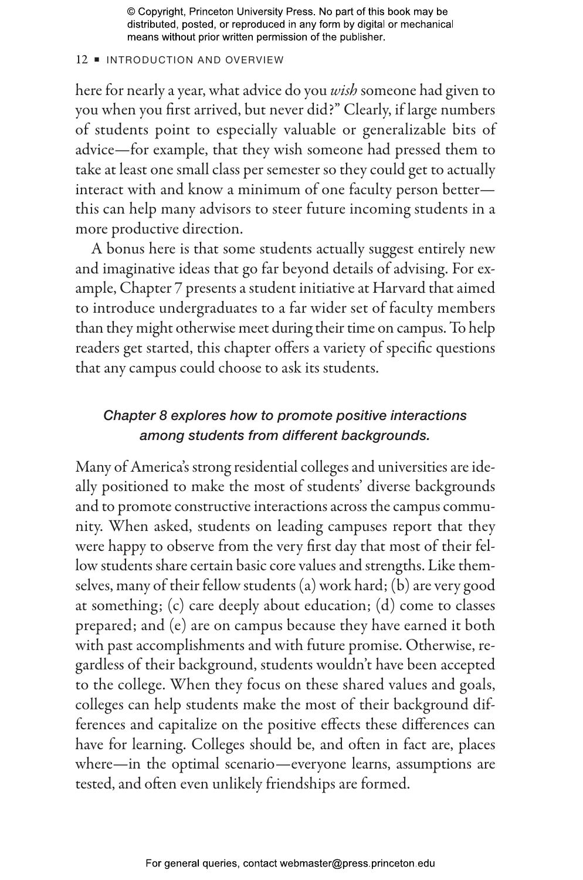here for nearly a year, what advice do you *wish* someone had given to you when you first arrived, but never did?" Clearly, if large numbers of students point to especially valuable or generalizable bits of advice—for example, that they wish someone had pressed them to take at least one small class per semester so they could get to actually interact with and know a minimum of one faculty person better—this can help many advisors to steer future incoming students in a more productive direction.

A bonus here is that some students actually suggest entirely new and imaginative ideas that go far beyond details of advising. For example, Chapter 7 presents a student initiative at Harvard that aimed to introduce undergraduates to a far wider set of faculty members than they might otherwise meet during their time on campus. To help readers get started, this chapter offers a variety of specific questions that any campus could choose to ask its students.

### *Chapter 8 explores how to promote positive interactions among students from different backgrounds.*

Many of America's strong residential colleges and universities are ideally positioned to make the most of students' diverse backgrounds and to promote constructive interactions across the campus community. When asked, students on leading campuses report that they were happy to observe from the very first day that most of their fellow students share certain basic core values and strengths. Like themselves, many of their fellow students (a) work hard; (b) are very good at something; (c) care deeply about education; (d) come to classes prepared; and (e) are on campus because they have earned it both with past accomplishments and with future promise. Otherwise, regardless of their background, students wouldn't have been accepted to the college. When they focus on these shared values and goals, colleges can help students make the most of their background differences and capitalize on the positive effects these differences can have for learning. Colleges should be, and often in fact are, places where—in the optimal scenario—everyone learns, assumptions are tested, and often even unlikely friendships are formed.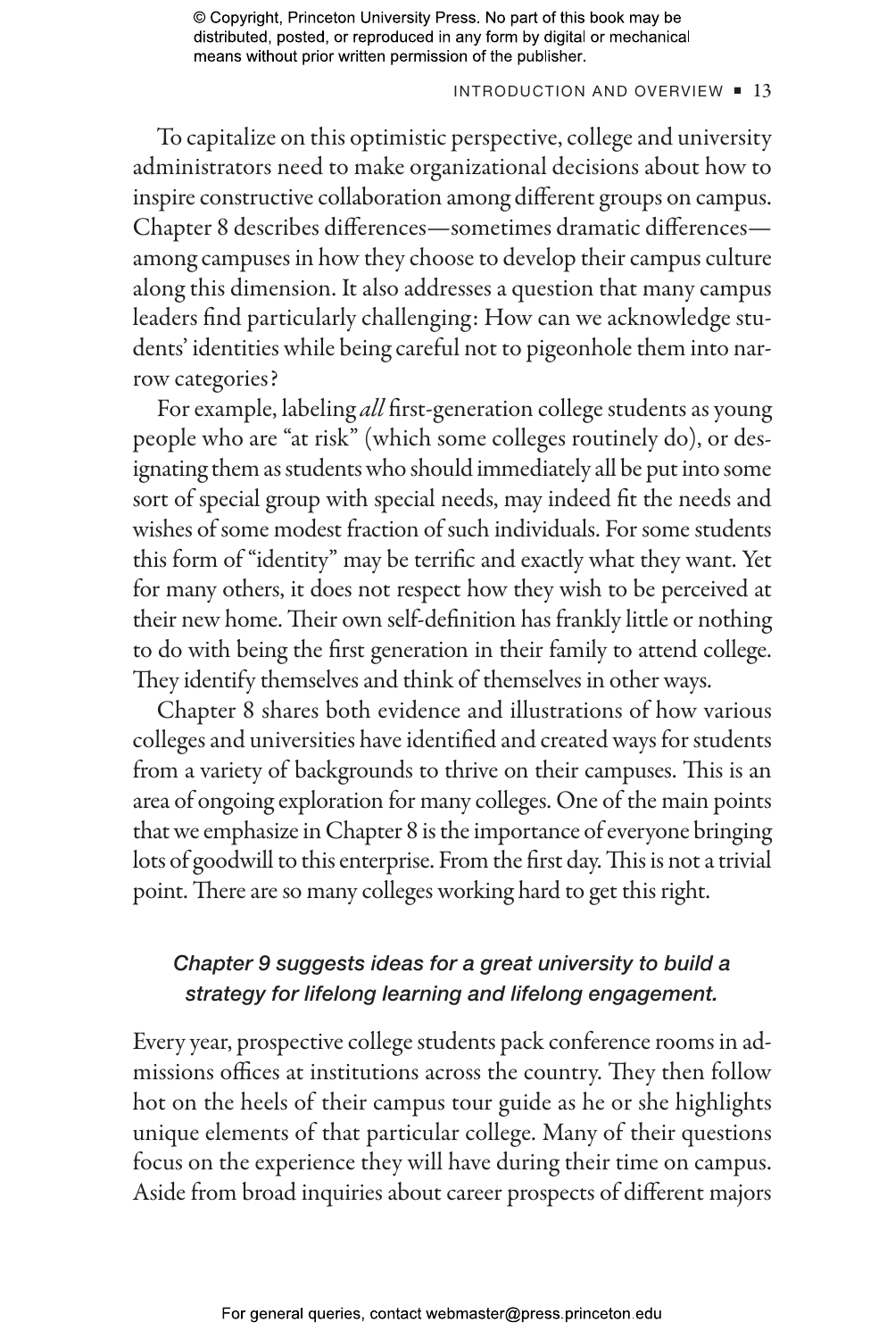To capitalize on this optimistic perspective, college and university administrators need to make organizational decisions about how to inspire constructive collaboration among different groups on campus. Chapter 8 describes differences—sometimes dramatic differences—among campuses in how they choose to develop their campus culture along this dimension. It also addresses a question that many campus leaders find particularly challenging: How can we acknowledge students' identities while being careful not to pigeonhole them into narrow categories?

For example, labeling *all* first-generation college students as young people who are "at risk" (which some colleges routinely do), or designating them as students who should immediately all be put into some sort of special group with special needs, may indeed fit the needs and wishes of some modest fraction of such individuals. For some students this form of "identity" may be terrific and exactly what they want. Yet for many others, it does not respect how they wish to be perceived at their new home. Their own self-definition has frankly little or nothing to do with being the first generation in their family to attend college. They identify themselves and think of themselves in other ways.

Chapter 8 shares both evidence and illustrations of how various colleges and universities have identified and created ways for students from a variety of backgrounds to thrive on their campuses. This is an area of ongoing exploration for many colleges. One of the main points that we emphasize in Chapter 8 is the importance of everyone bringing lots of goodwill to this enterprise. From the first day. This is not a trivial point. There are so many colleges working hard to get this right.

### *Chapter 9 suggests ideas for a great university to build a strategy for lifelong learning and lifelong engagement.*

Every year, prospective college students pack conference rooms in admissions offices at institutions across the country. They then follow hot on the heels of their campus tour guide as he or she highlights unique elements of that particular college. Many of their questions focus on the experience they will have during their time on campus. Aside from broad inquiries about career prospects of different majors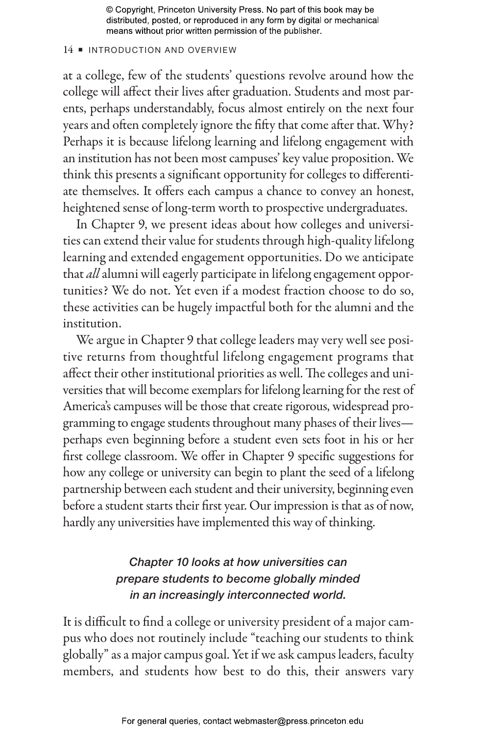at a college, few of the students' questions revolve around how the college will affect their lives after graduation. Students and most parents, perhaps understandably, focus almost entirely on the next four years and often completely ignore the fifty that come after that. Why? Perhaps it is because lifelong learning and lifelong engagement with an institution has not been most campuses' key value proposition. We think this presents a significant opportunity for colleges to differentiate themselves. It offers each campus a chance to convey an honest, heightened sense of long-term worth to prospective undergraduates.

In Chapter 9, we present ideas about how colleges and universities can extend their value for students through high-quality lifelong learning and extended engagement opportunities. Do we anticipate that *all* alumni will eagerly participate in lifelong engagement opportunities? We do not. Yet even if a modest fraction choose to do so, these activities can be hugely impactful both for the alumni and the institution.

We argue in Chapter 9 that college leaders may very well see positive returns from thoughtful lifelong engagement programs that affect their other institutional priorities as well. The colleges and universities that will become exemplars for lifelong learning for the rest of America's campuses will be those that create rigorous, widespread programming to engage students throughout many phases of their lives—perhaps even beginning before a student even sets foot in his or her first college classroom. We offer in Chapter 9 specific suggestions for how any college or university can begin to plant the seed of a lifelong partnership between each student and their university, beginning even before a student starts their first year. Our impression is that as of now, hardly any universities have implemented this way of thinking.

### *Chapter 10 looks at how universities can prepare students to become globally minded in an increasingly interconnected world.*

It is difficult to find a college or university president of a major campus who does not routinely include "teaching our students to think globally" as a major campus goal. Yet if we ask campus leaders, faculty members, and students how best to do this, their answers vary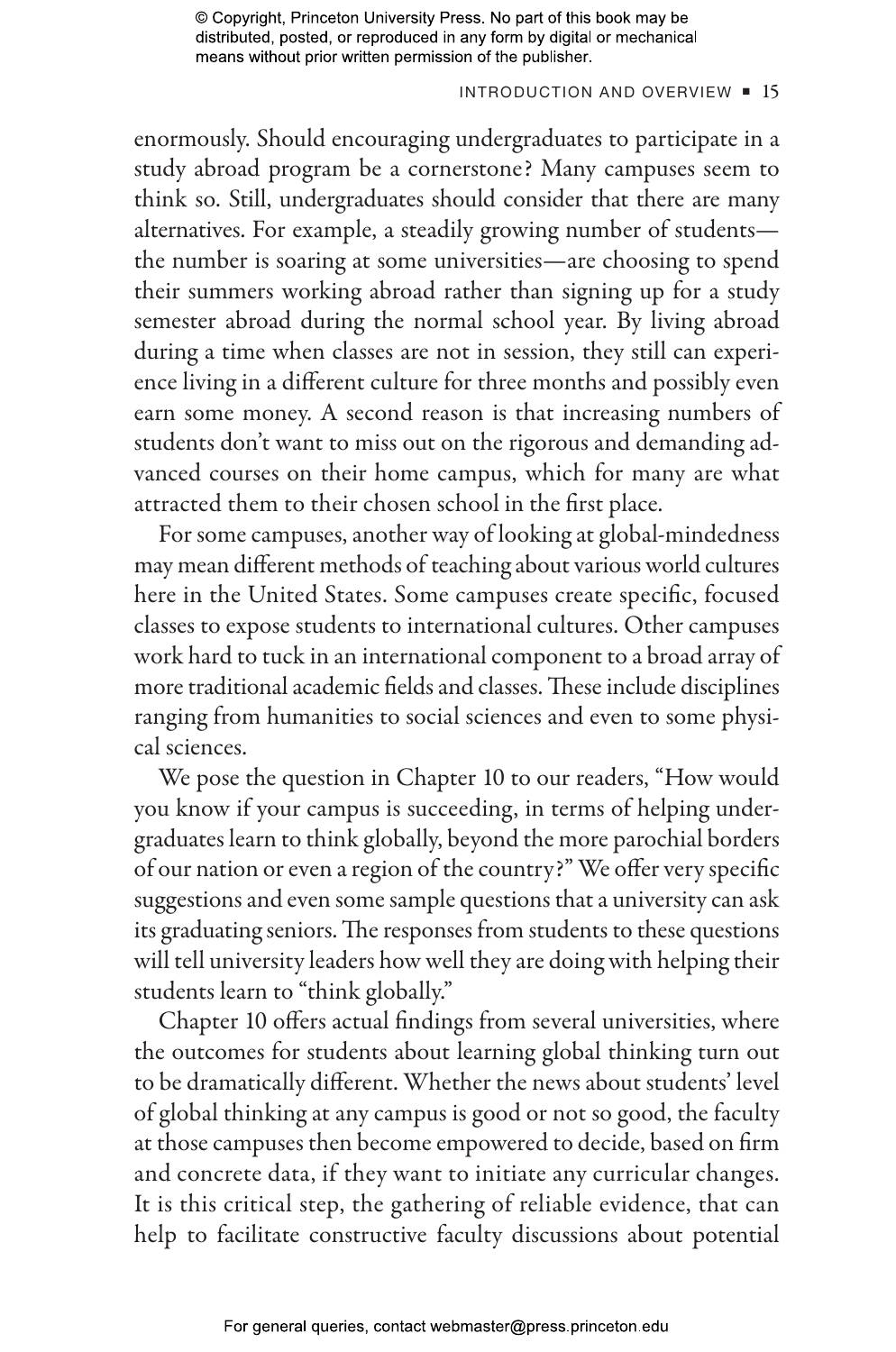enormously. Should encouraging undergraduates to participate in a study abroad program be a cornerstone? Many campuses seem to think so. Still, undergraduates should consider that there are many alternatives. For example, a steadily growing number of students—the number is soaring at some universities—are choosing to spend their summers working abroad rather than signing up for a study semester abroad during the normal school year. By living abroad during a time when classes are not in session, they still can experience living in a different culture for three months and possibly even earn some money. A second reason is that increasing numbers of students don't want to miss out on the rigorous and demanding advanced courses on their home campus, which for many are what attracted them to their chosen school in the first place.

For some campuses, another way of looking at global-mindedness may mean different methods of teaching about various world cultures here in the United States. Some campuses create specific, focused classes to expose students to international cultures. Other campuses work hard to tuck in an international component to a broad array of more traditional academic fields and classes. These include disciplines ranging from humanities to social sciences and even to some physical sciences.

We pose the question in Chapter 10 to our readers, "How would you know if your campus is succeeding, in terms of helping undergraduates learn to think globally, beyond the more parochial borders of our nation or even a region of the country?" We offer very specific suggestions and even some sample questions that a university can ask its graduating seniors. The responses from students to these questions will tell university leaders how well they are doing with helping their students learn to "think globally."

Chapter 10 offers actual findings from several universities, where the outcomes for students about learning global thinking turn out to be dramatically different. Whether the news about students' level of global thinking at any campus is good or not so good, the faculty at those campuses then become empowered to decide, based on firm and concrete data, if they want to initiate any curricular changes. It is this critical step, the gathering of reliable evidence, that can help to facilitate constructive faculty discussions about potential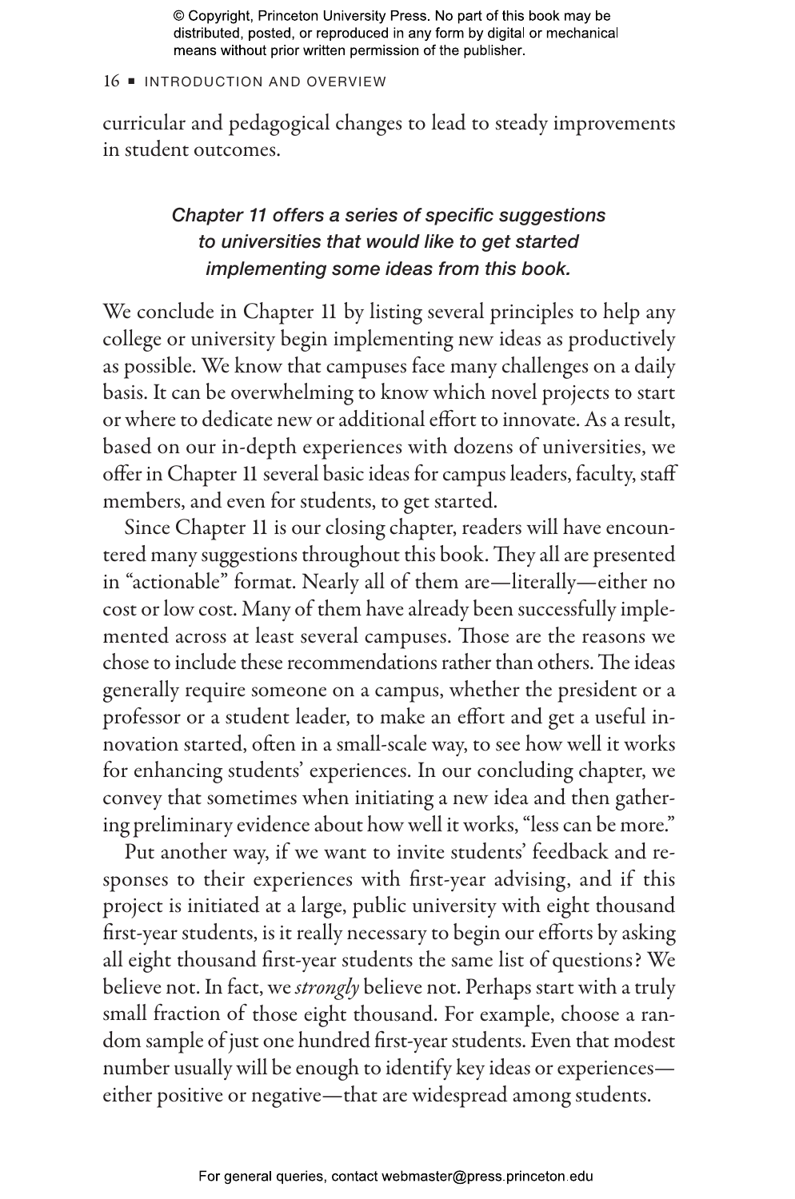curricular and pedagogical changes to lead to steady improvements in student outcomes.

***Chapter 11 offers a series of specific suggestions to universities that would like to get started implementing some ideas from this book.***

We conclude in Chapter 11 by listing several principles to help any college or university begin implementing new ideas as productively as possible. We know that campuses face many challenges on a daily basis. It can be overwhelming to know which novel projects to start or where to dedicate new or additional effort to innovate. As a result, based on our in-depth experiences with dozens of universities, we offer in Chapter 11 several basic ideas for campus leaders, faculty, staff members, and even for students, to get started.

Since Chapter 11 is our closing chapter, readers will have encountered many suggestions throughout this book. They all are presented in "actionable" format. Nearly all of them are—literally—either no cost or low cost. Many of them have already been successfully implemented across at least several campuses. Those are the reasons we chose to include these recommendations rather than others. The ideas generally require someone on a campus, whether the president or a professor or a student leader, to make an effort and get a useful innovation started, often in a small-scale way, to see how well it works for enhancing students' experiences. In our concluding chapter, we convey that sometimes when initiating a new idea and then gathering preliminary evidence about how well it works, "less can be more."

Put another way, if we want to invite students' feedback and responses to their experiences with first-year advising, and if this project is initiated at a large, public university with eight thousand first-year students, is it really necessary to begin our efforts by asking all eight thousand first-year students the same list of questions? We believe not. In fact, we *strongly* believe not. Perhaps start with a truly small fraction of those eight thousand. For example, choose a random sample of just one hundred first-year students. Even that modest number usually will be enough to identify key ideas or experiences—either positive or negative—that are widespread among students.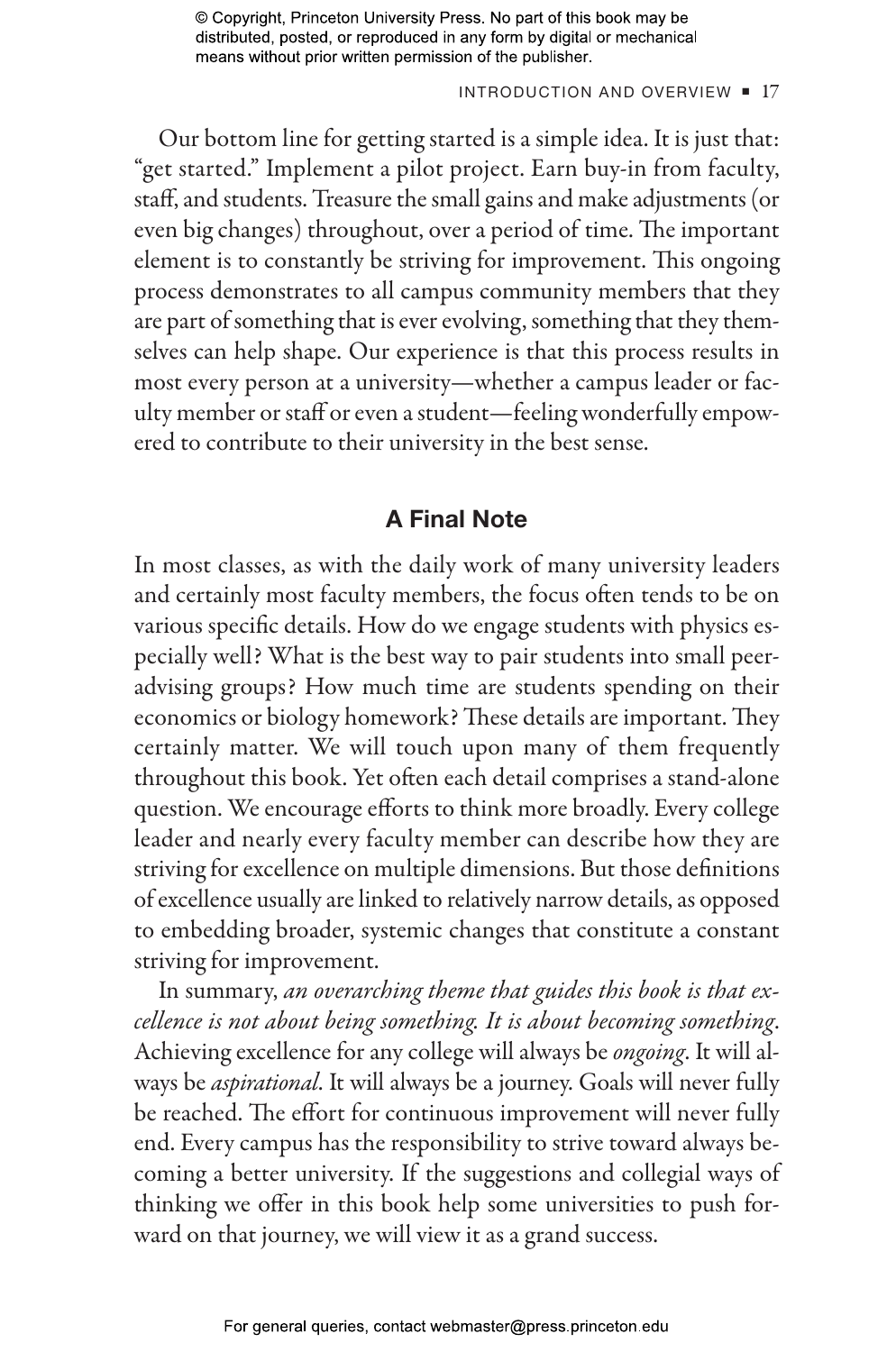Our bottom line for getting started is a simple idea. It is just that: "get started." Implement a pilot project. Earn buy-in from faculty, staff, and students. Treasure the small gains and make adjustments (or even big changes) throughout, over a period of time. The important element is to constantly be striving for improvement. This ongoing process demonstrates to all campus community members that they are part of something that is ever evolving, something that they themselves can help shape. Our experience is that this process results in most every person at a university—whether a campus leader or faculty member or staff or even a student—feeling wonderfully empowered to contribute to their university in the best sense.

## A Final Note

In most classes, as with the daily work of many university leaders and certainly most faculty members, the focus often tends to be on various specific details. How do we engage students with physics especially well? What is the best way to pair students into small peer-advising groups? How much time are students spending on their economics or biology homework? These details are important. They certainly matter. We will touch upon many of them frequently throughout this book. Yet often each detail comprises a stand-alone question. We encourage efforts to think more broadly. Every college leader and nearly every faculty member can describe how they are striving for excellence on multiple dimensions. But those definitions of excellence usually are linked to relatively narrow details, as opposed to embedding broader, systemic changes that constitute a constant striving for improvement.

In summary, *an overarching theme that guides this book is that excellence is not about being something. It is about becoming something*. Achieving excellence for any college will always be *ongoing*. It will always be *aspirational*. It will always be a journey. Goals will never fully be reached. The effort for continuous improvement will never fully end. Every campus has the responsibility to strive toward always becoming a better university. If the suggestions and collegial ways of thinking we offer in this book help some universities to push forward on that journey, we will view it as a grand success.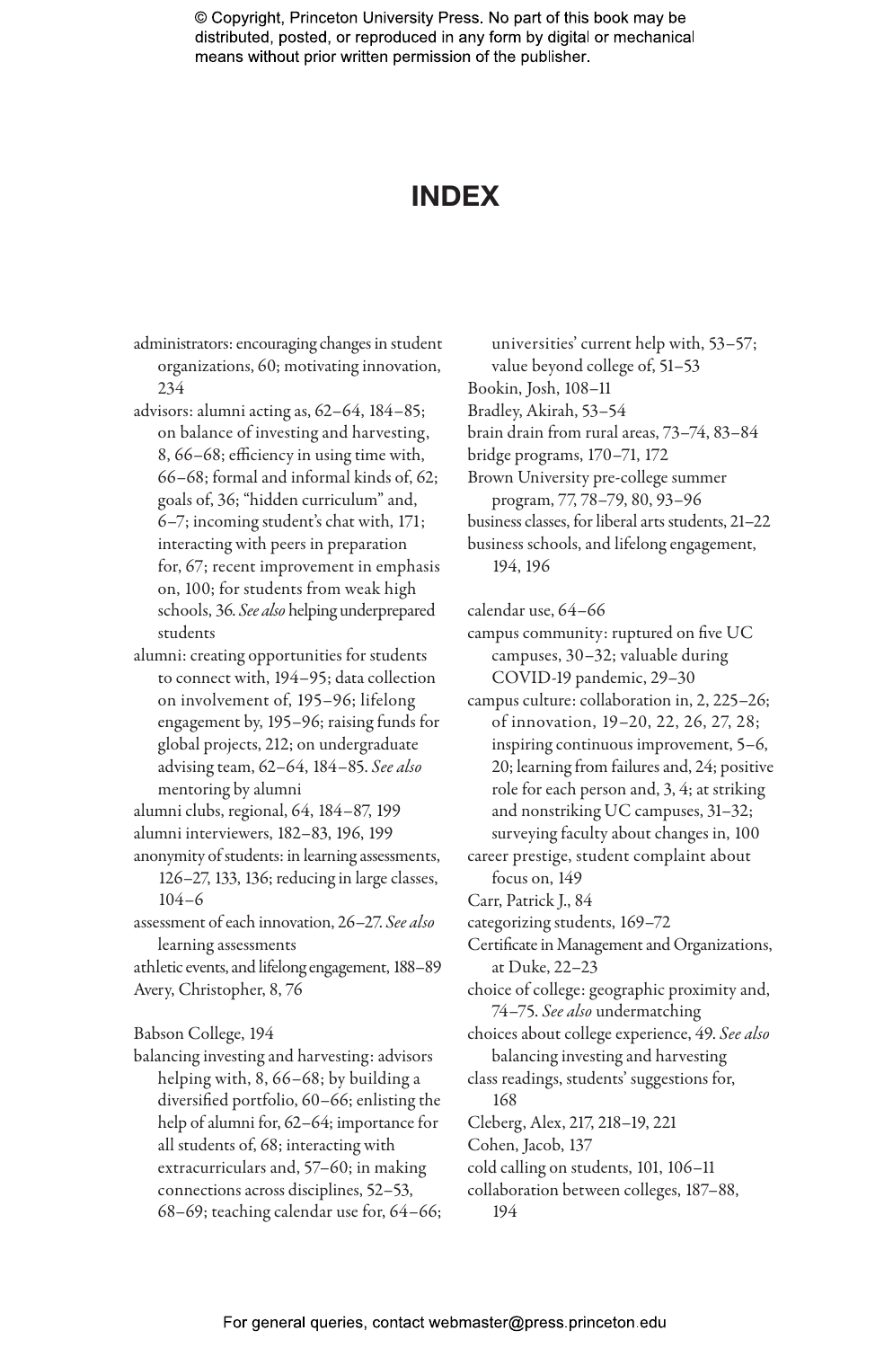# INDEX

administrators: encouraging changes in student organizations, 60; motivating innovation, 234

advisors: alumni acting as, 62–64, 184–85; on balance of investing and harvesting, 8, 66–68; efficiency in using time with, 66–68; formal and informal kinds of, 62; goals of, 36; "hidden curriculum" and, 6–7; incoming student's chat with, 171; interacting with peers in preparation for, 67; recent improvement in emphasis on, 100; for students from weak high schools, 36. *See also* helping underprepared students

alumni: creating opportunities for students to connect with, 194–95; data collection on involvement of, 195–96; lifelong engagement by, 195–96; raising funds for global projects, 212; on undergraduate advising team, 62–64, 184–85. *See also* mentoring by alumni

alumni clubs, regional, 64, 184–87, 199

alumni interviewers, 182–83, 196, 199

anonymity of students: in learning assessments, 126–27, 133, 136; reducing in large classes, 104–6

assessment of each innovation, 26–27. *See also* learning assessments

athletic events, and lifelong engagement, 188–89

Avery, Christopher, 8, 76

Babson College, 194

balancing investing and harvesting: advisors helping with, 8, 66–68; by building a diversified portfolio, 60–66; enlisting the help of alumni for, 62–64; importance for all students of, 68; interacting with extracurriculars and, 57–60; in making connections across disciplines, 52–53, 68–69; teaching calendar use for, 64–66; universities' current help with, 53–57; value beyond college of, 51–53

Bookin, Josh, 108–11

Bradley, Akirah, 53–54

brain drain from rural areas, 73–74, 83–84

bridge programs, 170–71, 172

Brown University pre-college summer program, 77, 78–79, 80, 93–96

business classes, for liberal arts students, 21–22

business schools, and lifelong engagement, 194, 196

calendar use, 64–66

campus community: ruptured on five UC campuses, 30–32; valuable during COVID-19 pandemic, 29–30

campus culture: collaboration in, 2, 225–26; of innovation, 19–20, 22, 26, 27, 28; inspiring continuous improvement, 5–6, 20; learning from failures and, 24; positive role for each person and, 3, 4; at striking and nonstriking UC campuses, 31–32; surveying faculty about changes in, 100

career prestige, student complaint about focus on, 149

Carr, Patrick J., 84

categorizing students, 169–72

Certificate in Management and Organizations, at Duke, 22–23

choice of college: geographic proximity and, 74–75. *See also* undermatching

choices about college experience, 49. *See also* balancing investing and harvesting

class readings, students' suggestions for, 168

Cleberg, Alex, 217, 218–19, 221

Cohen, Jacob, 137

cold calling on students, 101, 106–11

collaboration between colleges, 187–88, 194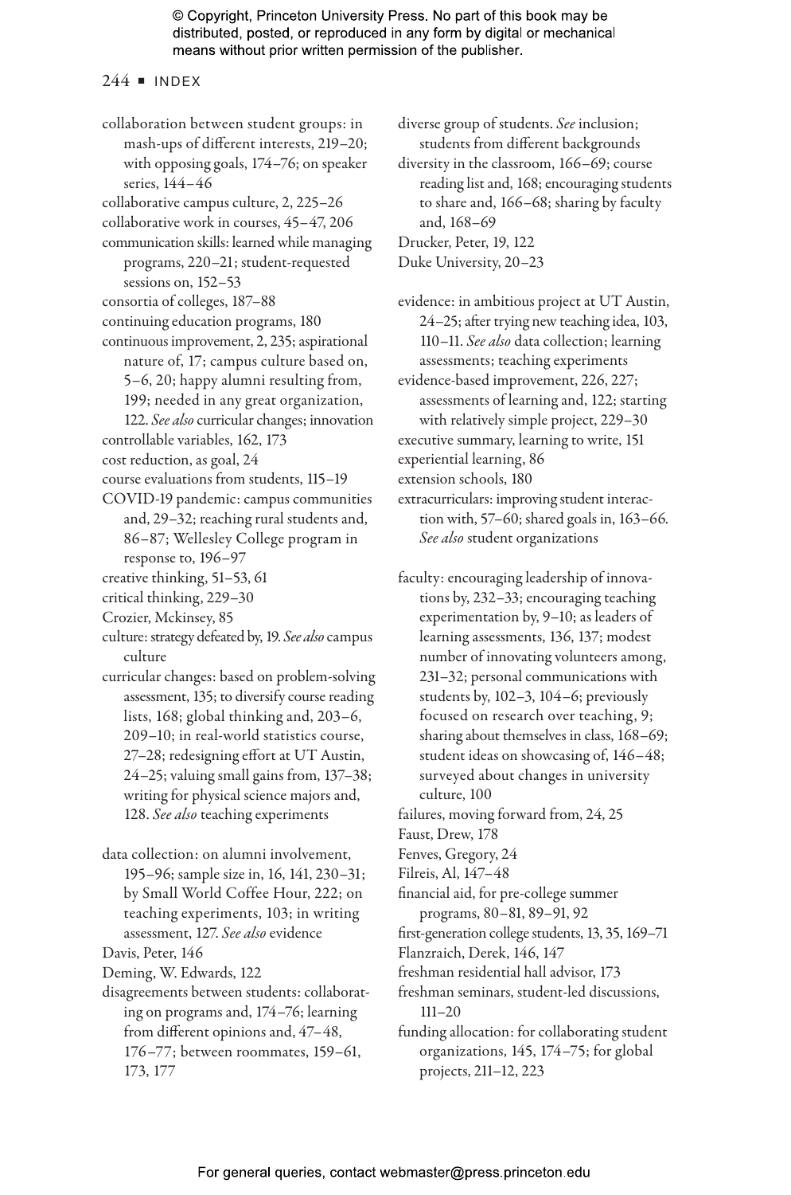collaboration between student groups: in mash-ups of different interests, 219–20; with opposing goals, 174–76; on speaker series, 144–46

collaborative campus culture, 2, 225–26

collaborative work in courses, 45–47, 206

communication skills: learned while managing programs, 220–21; student-requested sessions on, 152–53

consortia of colleges, 187–88

continuing education programs, 180

continuous improvement, 2, 235; aspirational nature of, 17; campus culture based on, 5–6, 20; happy alumni resulting from, 199; needed in any great organization, 122. *See also* curricular changes; innovation

controllable variables, 162, 173

cost reduction, as goal, 24

course evaluations from students, 115–19

COVID-19 pandemic: campus communities and, 29–32; reaching rural students and, 86–87; Wellesley College program in response to, 196–97

creative thinking, 51–53, 61

critical thinking, 229–30

Crozier, Mckinsey, 85

culture: strategy defeated by, 19. *See also* campus culture

curricular changes: based on problem-solving assessment, 135; to diversify course reading lists, 168; global thinking and, 203–6, 209–10; in real-world statistics course, 27–28; redesigning effort at UT Austin, 24–25; valuing small gains from, 137–38; writing for physical science majors and, 128. *See also* teaching experiments

data collection: on alumni involvement, 195–96; sample size in, 16, 141, 230–31; by Small World Coffee Hour, 222; on teaching experiments, 103; in writing assessment, 127. *See also* evidence

Davis, Peter, 146

Deming, W. Edwards, 122

disagreements between students: collaborating on programs and, 174–76; learning from different opinions and, 47–48, 176–77; between roommates, 159–61, 173, 177

diverse group of students. *See* inclusion; students from different backgrounds

diversity in the classroom, 166–69; course reading list and, 168; encouraging students to share and, 166–68; sharing by faculty and, 168–69

Drucker, Peter, 19, 122

Duke University, 20–23

evidence: in ambitious project at UT Austin, 24–25; after trying new teaching idea, 103, 110–11. *See also* data collection; learning assessments; teaching experiments

evidence-based improvement, 226, 227; assessments of learning and, 122; starting with relatively simple project, 229–30

executive summary, learning to write, 151

experiential learning, 86

extension schools, 180

extracurriculars: improving student interaction with, 57–60; shared goals in, 163–66. *See also* student organizations

faculty: encouraging leadership of innovations by, 232–33; encouraging teaching experimentation by, 9–10; as leaders of learning assessments, 136, 137; modest number of innovating volunteers among, 231–32; personal communications with students by, 102–3, 104–6; previously focused on research over teaching, 9; sharing about themselves in class, 168–69; student ideas on showcasing of, 146–48; surveyed about changes in university culture, 100

failures, moving forward from, 24, 25

Faust, Drew, 178

Fenves, Gregory, 24

Filreis, Al, 147–48

financial aid, for pre-college summer programs, 80–81, 89–91, 92

first-generation college students, 13, 35, 169–71

Flanzraich, Derek, 146, 147

freshman residential hall advisor, 173

freshman seminars, student-led discussions, 111–20

funding allocation: for collaborating student organizations, 145, 174–75; for global projects, 211–12, 223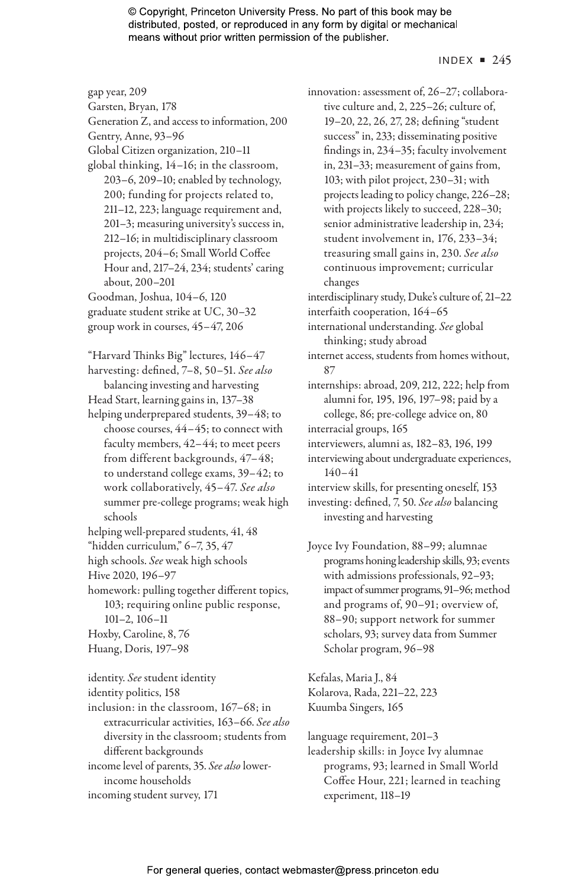gap year, 209
Garsten, Bryan, 178
Generation Z, and access to information, 200
Gentry, Anne, 93–96
Global Citizen organization, 210–11
global thinking, 14–16; in the classroom, 203–6, 209–10; enabled by technology, 200; funding for projects related to, 211–12, 223; language requirement and, 201–3; measuring university's success in, 212–16; in multidisciplinary classroom projects, 204–6; Small World Coffee Hour and, 217–24, 234; students' caring about, 200–201
Goodman, Joshua, 104–6, 120
graduate student strike at UC, 30–32
group work in courses, 45–47, 206

"Harvard Thinks Big" lectures, 146–47
harvesting: defined, 7–8, 50–51. *See also* balancing investing and harvesting
Head Start, learning gains in, 137–38
helping underprepared students, 39–48; to choose courses, 44–45; to connect with faculty members, 42–44; to meet peers from different backgrounds, 47–48; to understand college exams, 39–42; to work collaboratively, 45–47. *See also* summer pre-college programs; weak high schools
helping well-prepared students, 41, 48
"hidden curriculum," 6–7, 35, 47
high schools. *See* weak high schools
Hive 2020, 196–97
homework: pulling together different topics, 103; requiring online public response, 101–2, 106–11
Hoxby, Caroline, 8, 76
Huang, Doris, 197–98

identity. *See* student identity
identity politics, 158
inclusion: in the classroom, 167–68; in extracurricular activities, 163–66. *See also* diversity in the classroom; students from different backgrounds
income level of parents, 35. *See also* lower-income households
incoming student survey, 171
innovation: assessment of, 26–27; collaborative culture and, 2, 225–26; culture of, 19–20, 22, 26, 27, 28; defining "student success" in, 233; disseminating positive findings in, 234–35; faculty involvement in, 231–33; measurement of gains from, 103; with pilot project, 230–31; with projects leading to policy change, 226–28; with projects likely to succeed, 228–30; senior administrative leadership in, 234; student involvement in, 176, 233–34; treasuring small gains in, 230. *See also* continuous improvement; curricular changes
interdisciplinary study, Duke's culture of, 21–22
interfaith cooperation, 164–65
international understanding. *See* global thinking; study abroad
internet access, students from homes without, 87
internships: abroad, 209, 212, 222; help from alumni for, 195, 196, 197–98; paid by a college, 86; pre-college advice on, 80
interracial groups, 165
interviewers, alumni as, 182–83, 196, 199
interviewing about undergraduate experiences, 140–41
interview skills, for presenting oneself, 153
investing: defined, 7, 50. *See also* balancing investing and harvesting

Joyce Ivy Foundation, 88–99; alumnae programs honing leadership skills, 93; events with admissions professionals, 92–93; impact of summer programs, 91–96; method and programs of, 90–91; overview of, 88–90; support network for summer scholars, 93; survey data from Summer Scholar program, 96–98

Kefalas, Maria J., 84
Kolarova, Rada, 221–22, 223
Kuumba Singers, 165

language requirement, 201–3
leadership skills: in Joyce Ivy alumnae programs, 93; learned in Small World Coffee Hour, 221; learned in teaching experiment, 118–19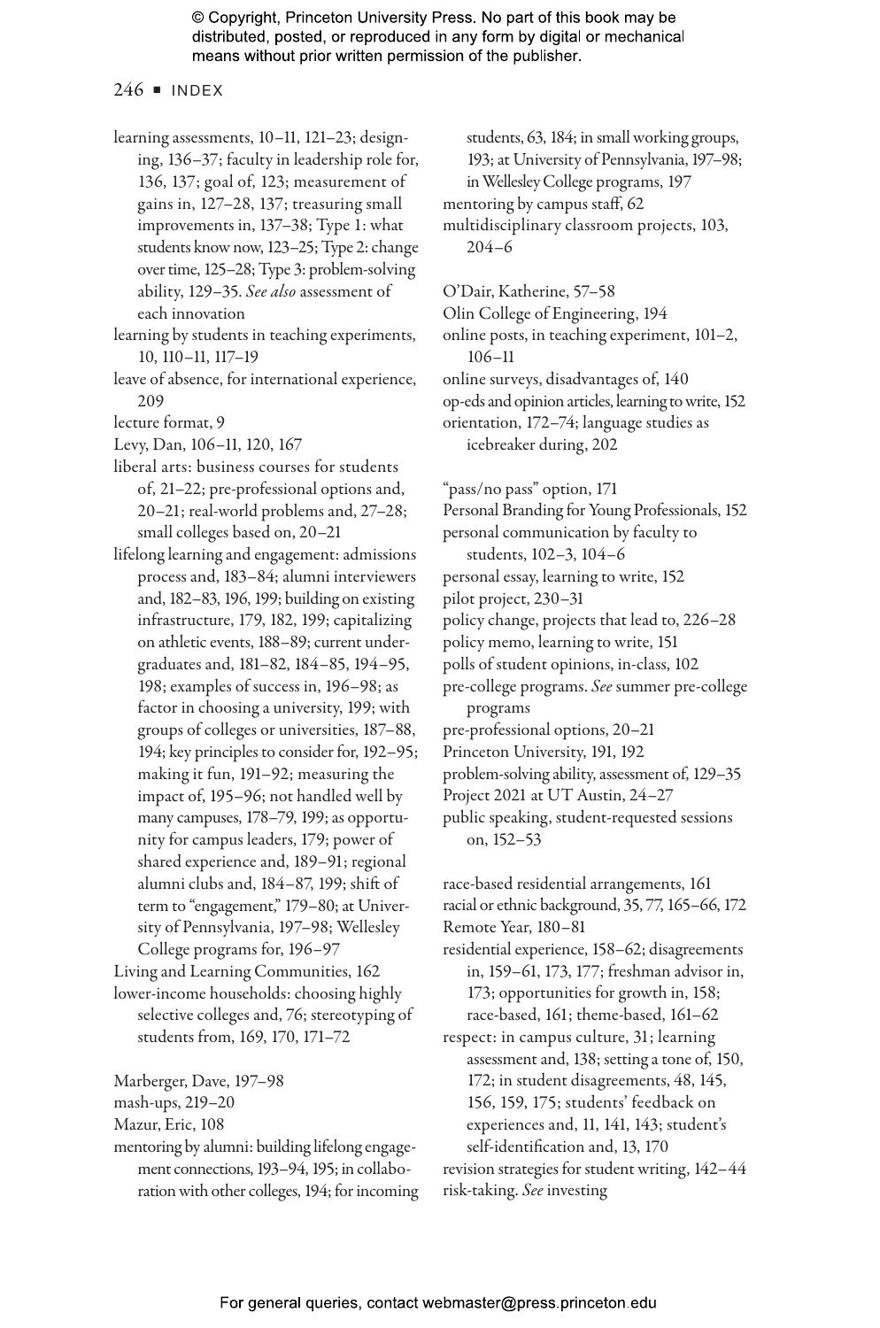learning assessments, 10–11, 121–23; designing, 136–37; faculty in leadership role for, 136, 137; goal of, 123; measurement of gains in, 127–28, 137; treasuring small improvements in, 137–38; Type 1: what students know now, 123–25; Type 2: change over time, 125–28; Type 3: problem-solving ability, 129–35. *See also* assessment of each innovation

learning by students in teaching experiments, 10, 110–11, 117–19

leave of absence, for international experience, 209

lecture format, 9

Levy, Dan, 106–11, 120, 167

liberal arts: business courses for students of, 21–22; pre-professional options and, 20–21; real-world problems and, 27–28; small colleges based on, 20–21

lifelong learning and engagement: admissions process and, 183–84; alumni interviewers and, 182–83, 196, 199; building on existing infrastructure, 179, 182, 199; capitalizing on athletic events, 188–89; current undergraduates and, 181–82, 184–85, 194–95, 198; examples of success in, 196–98; as factor in choosing a university, 199; with groups of colleges or universities, 187–88, 194; key principles to consider for, 192–95; making it fun, 191–92; measuring the impact of, 195–96; not handled well by many campuses, 178–79, 199; as opportunity for campus leaders, 179; power of shared experience and, 189–91; regional alumni clubs and, 184–87, 199; shift of term to "engagement," 179–80; at University of Pennsylvania, 197–98; Wellesley College programs for, 196–97

Living and Learning Communities, 162

lower-income households: choosing highly selective colleges and, 76; stereotyping of students from, 169, 170, 171–72

Marberger, Dave, 197–98

mash-ups, 219–20

Mazur, Eric, 108

mentoring by alumni: building lifelong engagement connections, 193–94, 195; in collaboration with other colleges, 194; for incoming students, 63, 184; in small working groups, 193; at University of Pennsylvania, 197–98; in Wellesley College programs, 197

mentoring by campus staff, 62

multidisciplinary classroom projects, 103, 204–6

O'Dair, Katherine, 57–58

Olin College of Engineering, 194

online posts, in teaching experiment, 101–2, 106–11

online surveys, disadvantages of, 140

op-eds and opinion articles, learning to write, 152

orientation, 172–74; language studies as icebreaker during, 202

"pass/no pass" option, 171

Personal Branding for Young Professionals, 152

personal communication by faculty to students, 102–3, 104–6

personal essay, learning to write, 152

pilot project, 230–31

policy change, projects that lead to, 226–28

policy memo, learning to write, 151

polls of student opinions, in-class, 102

pre-college programs. *See* summer pre-college programs

pre-professional options, 20–21

Princeton University, 191, 192

problem-solving ability, assessment of, 129–35

Project 2021 at UT Austin, 24–27

public speaking, student-requested sessions on, 152–53

race-based residential arrangements, 161

racial or ethnic background, 35, 77, 165–66, 172

Remote Year, 180–81

residential experience, 158–62; disagreements in, 159–61, 173, 177; freshman advisor in, 173; opportunities for growth in, 158; race-based, 161; theme-based, 161–62

respect: in campus culture, 31; learning assessment and, 138; setting a tone of, 150, 172; in student disagreements, 48, 145, 156, 159, 175; students' feedback on experiences and, 11, 141, 143; student's self-identification and, 13, 170

revision strategies for student writing, 142–44

risk-taking. *See* investing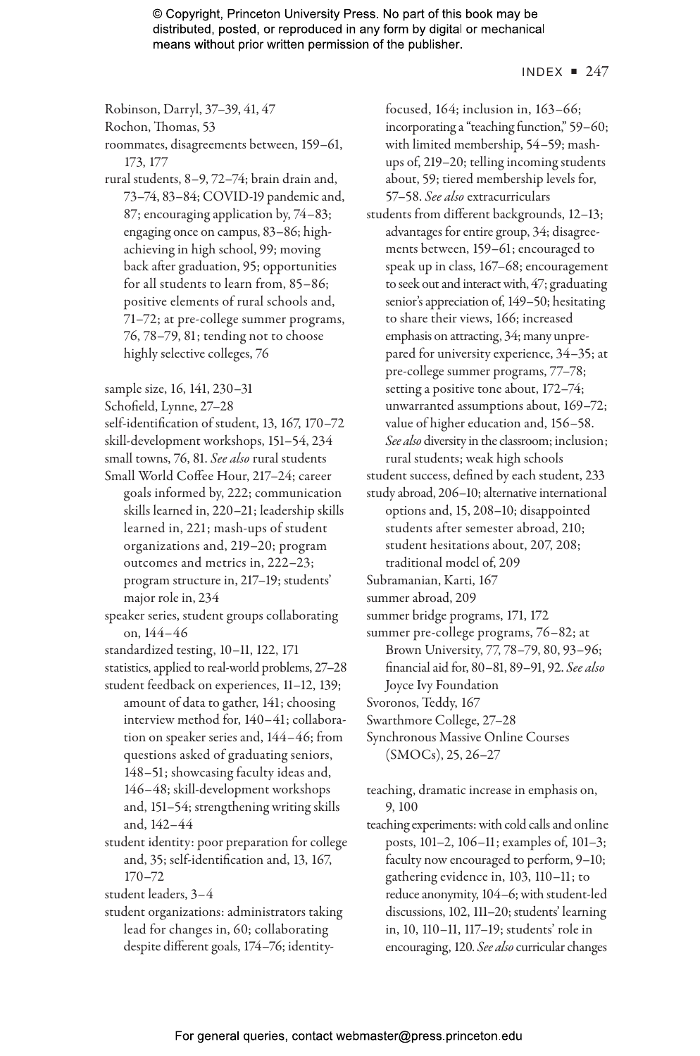Robinson, Darryl, 37–39, 41, 47

Rochon, Thomas, 53

roommates, disagreements between, 159–61, 173, 177

rural students, 8–9, 72–74; brain drain and, 73–74, 83–84; COVID-19 pandemic and, 87; encouraging application by, 74–83; engaging once on campus, 83–86; high-achieving in high school, 99; moving back after graduation, 95; opportunities for all students to learn from, 85–86; positive elements of rural schools and, 71–72; at pre-college summer programs, 76, 78–79, 81; tending not to choose highly selective colleges, 76

sample size, 16, 141, 230–31

Schofield, Lynne, 27–28

self-identification of student, 13, 167, 170–72

skill-development workshops, 151–54, 234

small towns, 76, 81. *See also* rural students

Small World Coffee Hour, 217–24; career goals informed by, 222; communication skills learned in, 220–21; leadership skills learned in, 221; mash-ups of student organizations and, 219–20; program outcomes and metrics in, 222–23; program structure in, 217–19; students' major role in, 234

speaker series, student groups collaborating on, 144–46

standardized testing, 10–11, 122, 171

statistics, applied to real-world problems, 27–28

student feedback on experiences, 11–12, 139; amount of data to gather, 141; choosing interview method for, 140–41; collaboration on speaker series and, 144–46; from questions asked of graduating seniors, 148–51; showcasing faculty ideas and, 146–48; skill-development workshops and, 151–54; strengthening writing skills and, 142–44

student identity: poor preparation for college and, 35; self-identification and, 13, 167, 170–72

student leaders, 3–4

student organizations: administrators taking lead for changes in, 60; collaborating despite different goals, 174–76; identity-focused, 164; inclusion in, 163–66; incorporating a "teaching function," 59–60; with limited membership, 54–59; mash-ups of, 219–20; telling incoming students about, 59; tiered membership levels for, 57–58. *See also* extracurriculars

students from different backgrounds, 12–13; advantages for entire group, 34; disagreements between, 159–61; encouraged to speak up in class, 167–68; encouragement to seek out and interact with, 47; graduating senior's appreciation of, 149–50; hesitating to share their views, 166; increased emphasis on attracting, 34; many unprepared for university experience, 34–35; at pre-college summer programs, 77–78; setting a positive tone about, 172–74; unwarranted assumptions about, 169–72; value of higher education and, 156–58. *See also* diversity in the classroom; inclusion; rural students; weak high schools

student success, defined by each student, 233

study abroad, 206–10; alternative international options and, 15, 208–10; disappointed students after semester abroad, 210; student hesitations about, 207, 208; traditional model of, 209

Subramanian, Karti, 167

summer abroad, 209

summer bridge programs, 171, 172

summer pre-college programs, 76–82; at Brown University, 77, 78–79, 80, 93–96; financial aid for, 80–81, 89–91, 92. *See also* Joyce Ivy Foundation

Svoronos, Teddy, 167

Swarthmore College, 27–28

Synchronous Massive Online Courses (SMOCs), 25, 26–27

teaching, dramatic increase in emphasis on, 9, 100

teaching experiments: with cold calls and online posts, 101–2, 106–11; examples of, 101–3; faculty now encouraged to perform, 9–10; gathering evidence in, 103, 110–11; to reduce anonymity, 104–6; with student-led discussions, 102, 111–20; students' learning in, 10, 110–11, 117–19; students' role in encouraging, 120. *See also* curricular changes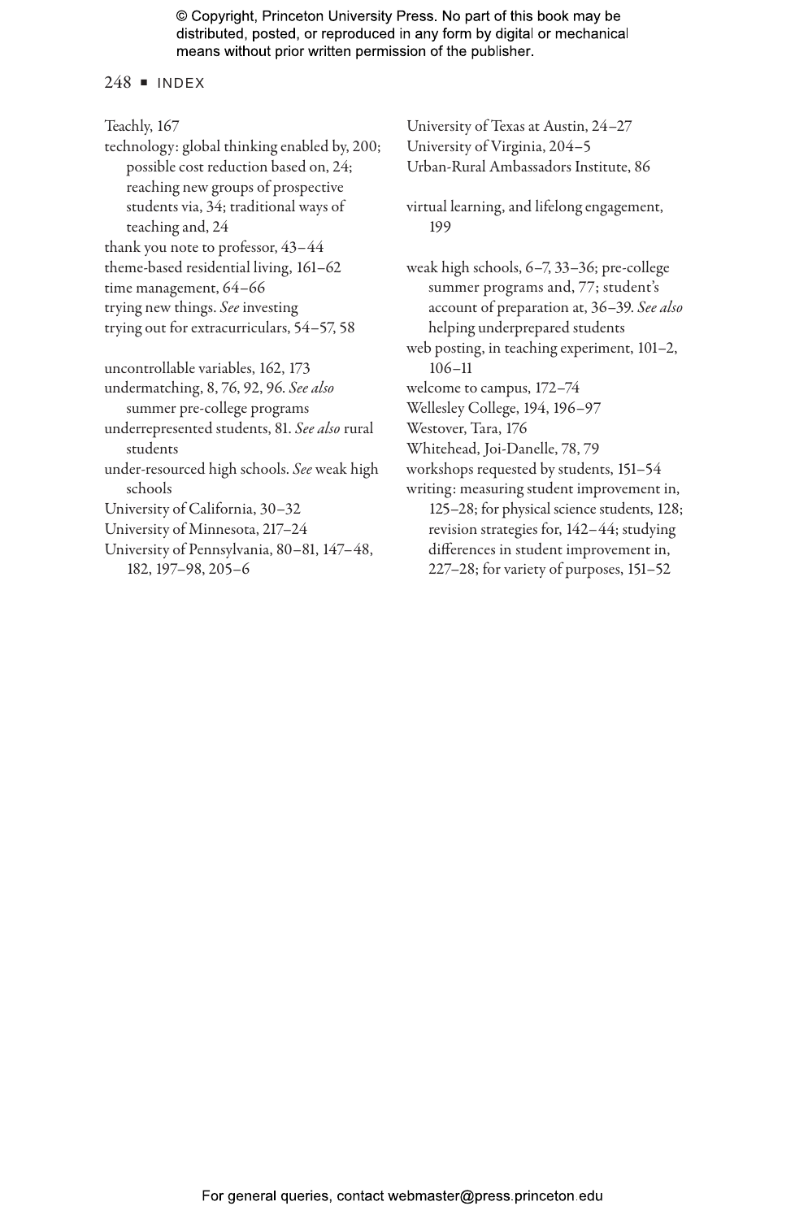Teachly, 167
technology: global thinking enabled by, 200; possible cost reduction based on, 24; reaching new groups of prospective students via, 34; traditional ways of teaching and, 24
thank you note to professor, 43–44
theme-based residential living, 161–62
time management, 64–66
trying new things. *See* investing
trying out for extracurriculars, 54–57, 58

uncontrollable variables, 162, 173
undermatching, 8, 76, 92, 96. *See also* summer pre-college programs
underrepresented students, 81. *See also* rural students
under-resourced high schools. *See* weak high schools
University of California, 30–32
University of Minnesota, 217–24
University of Pennsylvania, 80–81, 147–48, 182, 197–98, 205–6
University of Texas at Austin, 24–27
University of Virginia, 204–5
Urban-Rural Ambassadors Institute, 86

virtual learning, and lifelong engagement, 199

weak high schools, 6–7, 33–36; pre-college summer programs and, 77; student's account of preparation at, 36–39. *See also* helping underprepared students
web posting, in teaching experiment, 101–2, 106–11
welcome to campus, 172–74
Wellesley College, 194, 196–97
Westover, Tara, 176
Whitehead, Joi-Danelle, 78, 79
workshops requested by students, 151–54
writing: measuring student improvement in, 125–28; for physical science students, 128; revision strategies for, 142–44; studying differences in student improvement in, 227–28; for variety of purposes, 151–52